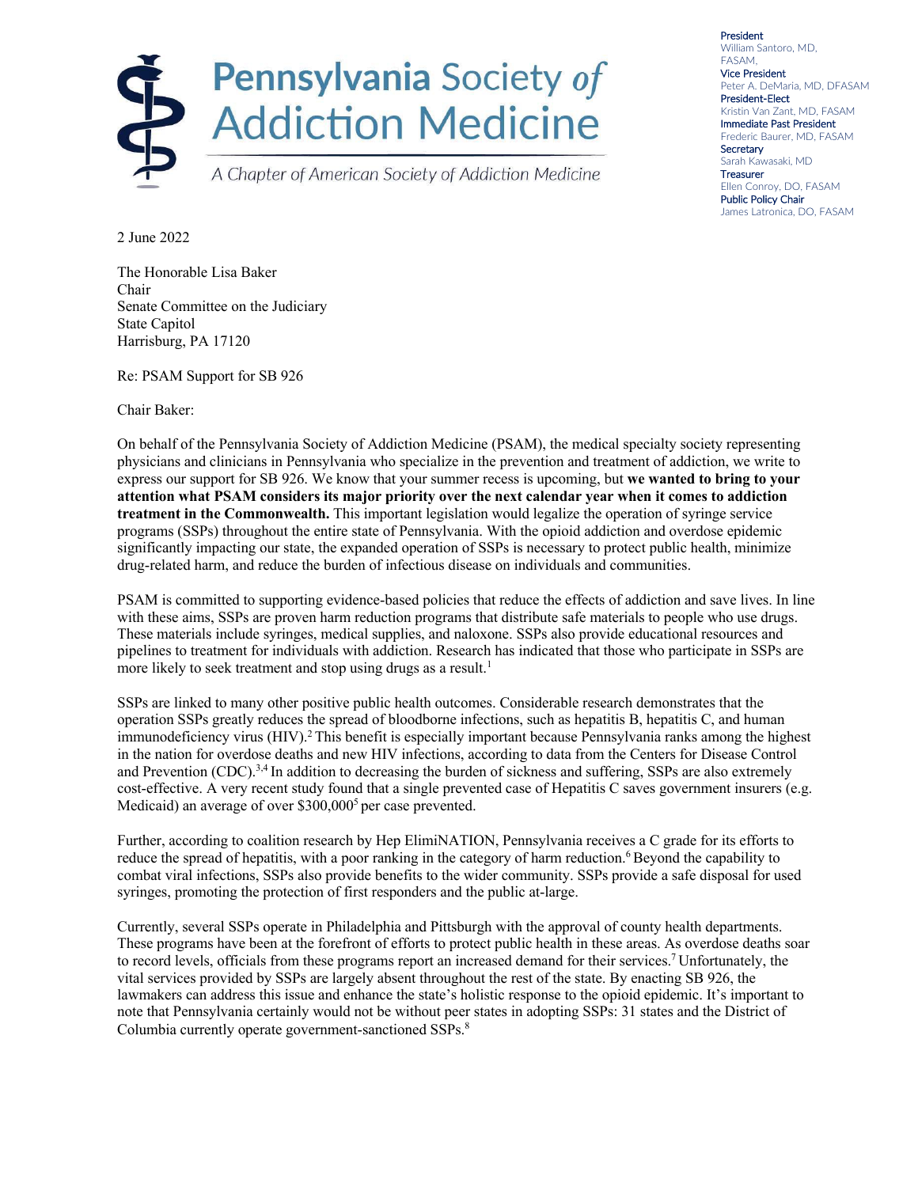# Pennsylvania Society *of* Addiction Medicine

*A Chapter of American Society of Addiction Medicine*

President
William Santoro, MD, FASAM,
Vice President
Peter A. DeMaria, MD, DFASAM
President-Elect
Kristin Van Zant, MD, FASAM
Immediate Past President
Frederic Baurer, MD, FASAM
Secretary
Sarah Kawasaki, MD
Treasurer
Ellen Conroy, DO, FASAM
Public Policy Chair
James Latronica, DO, FASAM

2 June 2022

The Honorable Lisa Baker
Chair
Senate Committee on the Judiciary
State Capitol
Harrisburg, PA 17120

Re: PSAM Support for SB 926

Chair Baker:

On behalf of the Pennsylvania Society of Addiction Medicine (PSAM), the medical specialty society representing physicians and clinicians in Pennsylvania who specialize in the prevention and treatment of addiction, we write to express our support for SB 926. We know that your summer recess is upcoming, but **we wanted to bring to your attention what PSAM considers its major priority over the next calendar year when it comes to addiction treatment in the Commonwealth.** This important legislation would legalize the operation of syringe service programs (SSPs) throughout the entire state of Pennsylvania. With the opioid addiction and overdose epidemic significantly impacting our state, the expanded operation of SSPs is necessary to protect public health, minimize drug-related harm, and reduce the burden of infectious disease on individuals and communities.

PSAM is committed to supporting evidence-based policies that reduce the effects of addiction and save lives. In line with these aims, SSPs are proven harm reduction programs that distribute safe materials to people who use drugs. These materials include syringes, medical supplies, and naloxone. SSPs also provide educational resources and pipelines to treatment for individuals with addiction. Research has indicated that those who participate in SSPs are more likely to seek treatment and stop using drugs as a result.[1]

SSPs are linked to many other positive public health outcomes. Considerable research demonstrates that the operation SSPs greatly reduces the spread of bloodborne infections, such as hepatitis B, hepatitis C, and human immunodeficiency virus (HIV).[2] This benefit is especially important because Pennsylvania ranks among the highest in the nation for overdose deaths and new HIV infections, according to data from the Centers for Disease Control and Prevention (CDC).[3,4] In addition to decreasing the burden of sickness and suffering, SSPs are also extremely cost-effective. A very recent study found that a single prevented case of Hepatitis C saves government insurers (e.g. Medicaid) an average of over $300,000[5] per case prevented.

Further, according to coalition research by Hep ElimiNATION, Pennsylvania receives a C grade for its efforts to reduce the spread of hepatitis, with a poor ranking in the category of harm reduction.[6] Beyond the capability to combat viral infections, SSPs also provide benefits to the wider community. SSPs provide a safe disposal for used syringes, promoting the protection of first responders and the public at-large.

Currently, several SSPs operate in Philadelphia and Pittsburgh with the approval of county health departments. These programs have been at the forefront of efforts to protect public health in these areas. As overdose deaths soar to record levels, officials from these programs report an increased demand for their services.[7] Unfortunately, the vital services provided by SSPs are largely absent throughout the rest of the state. By enacting SB 926, the lawmakers can address this issue and enhance the state's holistic response to the opioid epidemic. It's important to note that Pennsylvania certainly would not be without peer states in adopting SSPs: 31 states and the District of Columbia currently operate government-sanctioned SSPs.[8]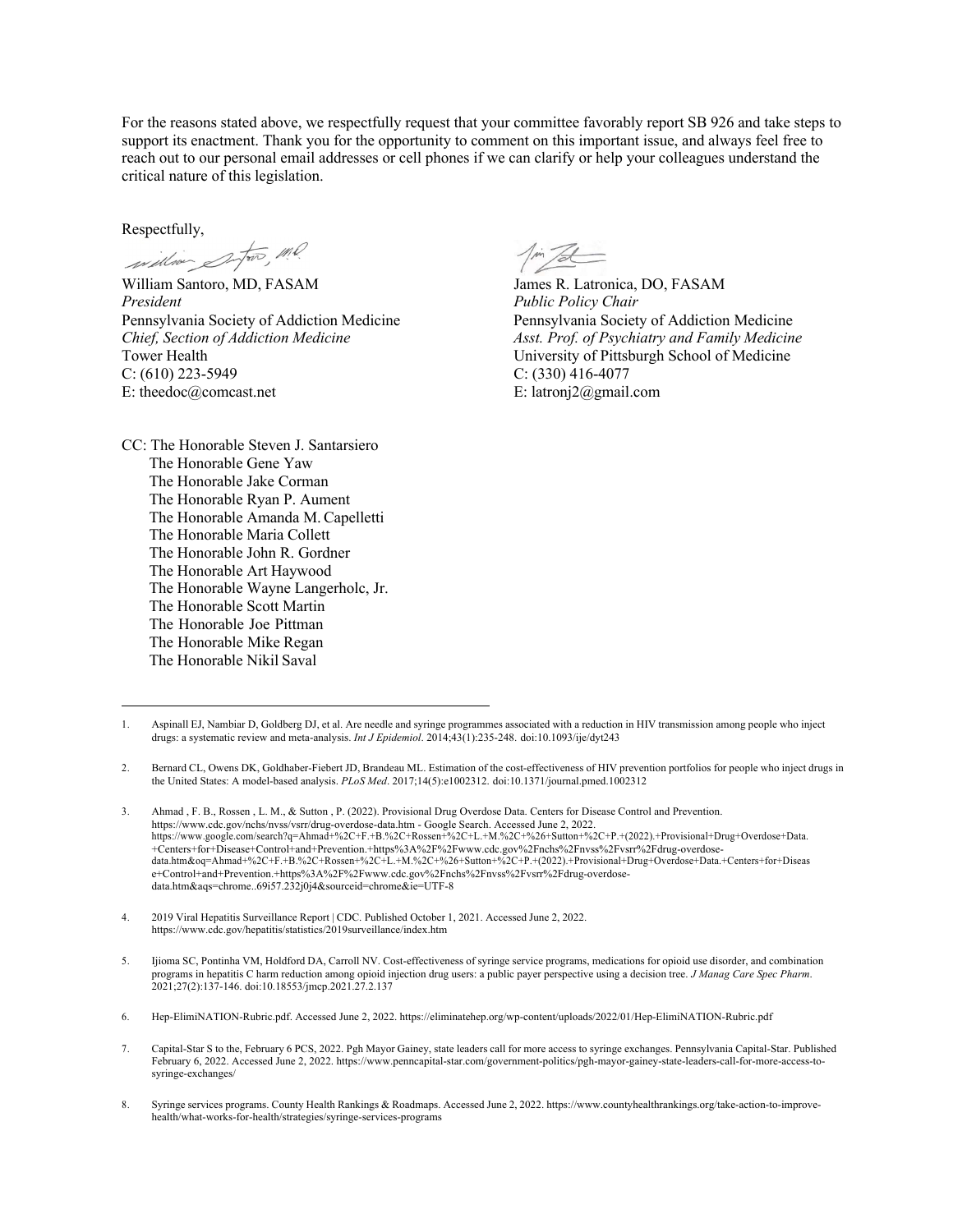For the reasons stated above, we respectfully request that your committee favorably report SB 926 and take steps to support its enactment. Thank you for the opportunity to comment on this important issue, and always feel free to reach out to our personal email addresses or cell phones if we can clarify or help your colleagues understand the critical nature of this legislation.

Respectfully,

William Santoro, MD, FASAM
*President*
Pennsylvania Society of Addiction Medicine
*Chief, Section of Addiction Medicine*
Tower Health
C: (610) 223-5949
E: theedoc@comcast.net

James R. Latronica, DO, FASAM
*Public Policy Chair*
Pennsylvania Society of Addiction Medicine
*Asst. Prof. of Psychiatry and Family Medicine*
University of Pittsburgh School of Medicine
C: (330) 416-4077
E: latronj2@gmail.com

CC: The Honorable Steven J. Santarsiero
The Honorable Gene Yaw
The Honorable Jake Corman
The Honorable Ryan P. Aument
The Honorable Amanda M. Capelletti
The Honorable Maria Collett
The Honorable John R. Gordner
The Honorable Art Haywood
The Honorable Wayne Langerholc, Jr.
The Honorable Scott Martin
The Honorable Joe Pittman
The Honorable Mike Regan
The Honorable Nikil Saval

---

1. Aspinall EJ, Nambiar D, Goldberg DJ, et al. Are needle and syringe programmes associated with a reduction in HIV transmission among people who inject drugs: a systematic review and meta-analysis. *Int J Epidemiol*. 2014;43(1):235-248. doi:10.1093/ije/dyt243

2. Bernard CL, Owens DK, Goldhaber-Fiebert JD, Brandeau ML. Estimation of the cost-effectiveness of HIV prevention portfolios for people who inject drugs in the United States: A model-based analysis. *PLoS Med*. 2017;14(5):e1002312. doi:10.1371/journal.pmed.1002312

3. Ahmad , F. B., Rossen , L. M., & Sutton , P. (2022). Provisional Drug Overdose Data. Centers for Disease Control and Prevention. https://www.cdc.gov/nchs/nvss/vsrr/drug-overdose-data.htm - Google Search. Accessed June 2, 2022. https://www.google.com/search?q=Ahmad+%2C+F.+B.%2C+Rossen+%2C+L.+M.%2C+%26+Sutton+%2C+P.+(2022).+Provisional+Drug+Overdose+Data.+Centers+for+Disease+Control+and+Prevention.+https%3A%2F%2Fwww.cdc.gov%2Fnchs%2Fnvss%2Fvsrr%2Fdrug-overdose-data.htm&oq=Ahmad+%2C+F.+B.%2C+Rossen+%2C+L.+M.%2C+%26+Sutton+%2C+P.+(2022).+Provisional+Drug+Overdose+Data.+Centers+for+Disease+Control+and+Prevention.+https%3A%2F%2Fwww.cdc.gov%2Fnchs%2Fnvss%2Fvsrr%2Fdrug-overdose-data.htm&aqs=chrome..69i57.232j0j4&sourceid=chrome&ie=UTF-8

4. 2019 Viral Hepatitis Surveillance Report | CDC. Published October 1, 2021. Accessed June 2, 2022. https://www.cdc.gov/hepatitis/statistics/2019surveillance/index.htm

5. Ijioma SC, Pontinha VM, Holdford DA, Carroll NV. Cost-effectiveness of syringe service programs, medications for opioid use disorder, and combination programs in hepatitis C harm reduction among opioid injection drug users: a public payer perspective using a decision tree. *J Manag Care Spec Pharm*. 2021;27(2):137-146. doi:10.18553/jmcp.2021.27.2.137

6. Hep-ElimiNATION-Rubric.pdf. Accessed June 2, 2022. https://eliminatehep.org/wp-content/uploads/2022/01/Hep-ElimiNATION-Rubric.pdf

7. Capital-Star S to the, February 6 PCS, 2022. Pgh Mayor Gainey, state leaders call for more access to syringe exchanges. Pennsylvania Capital-Star. Published February 6, 2022. Accessed June 2, 2022. https://www.penncapital-star.com/government-politics/pgh-mayor-gainey-state-leaders-call-for-more-access-to-syringe-exchanges/

8. Syringe services programs. County Health Rankings & Roadmaps. Accessed June 2, 2022. https://www.countyhealthrankings.org/take-action-to-improve-health/what-works-for-health/strategies/syringe-services-programs